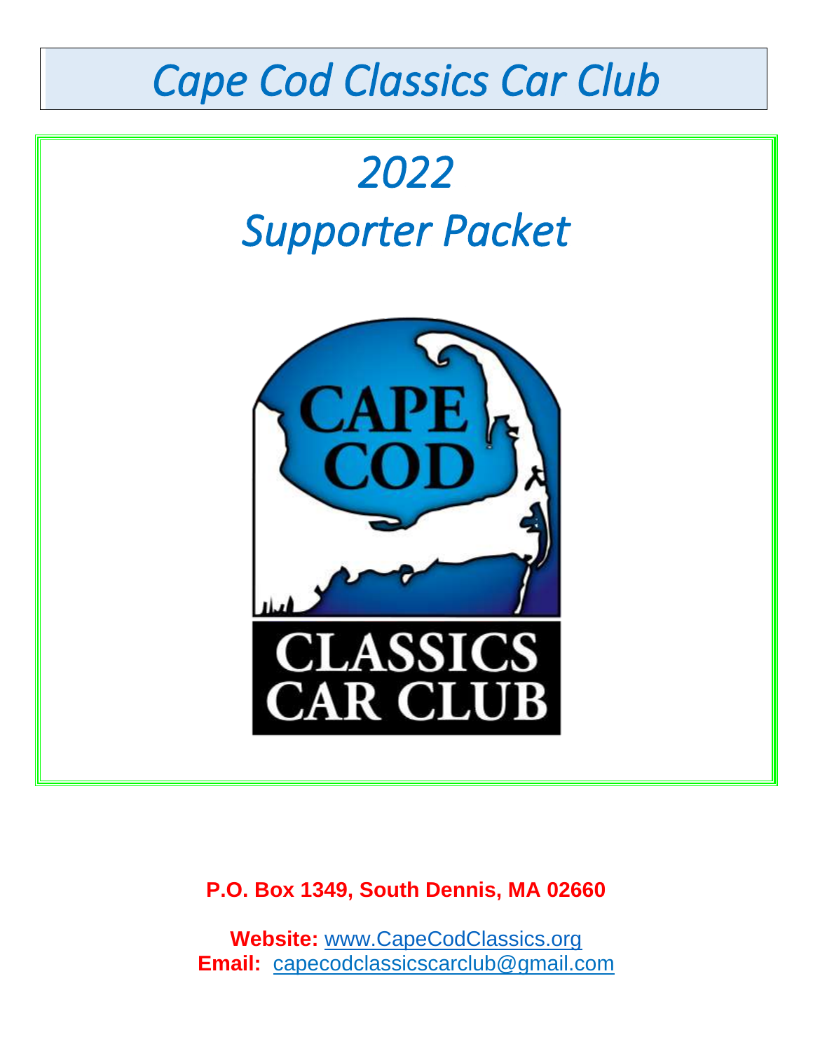# *Cape Cod Classics Car Club*

## *2022*

## *Supporter Packet*

**P.O. Box 1349, South Dennis, MA 02660**

**Website:** www.CapeCodClassics.org
**Email:** capecodclassicscarclub@gmail.com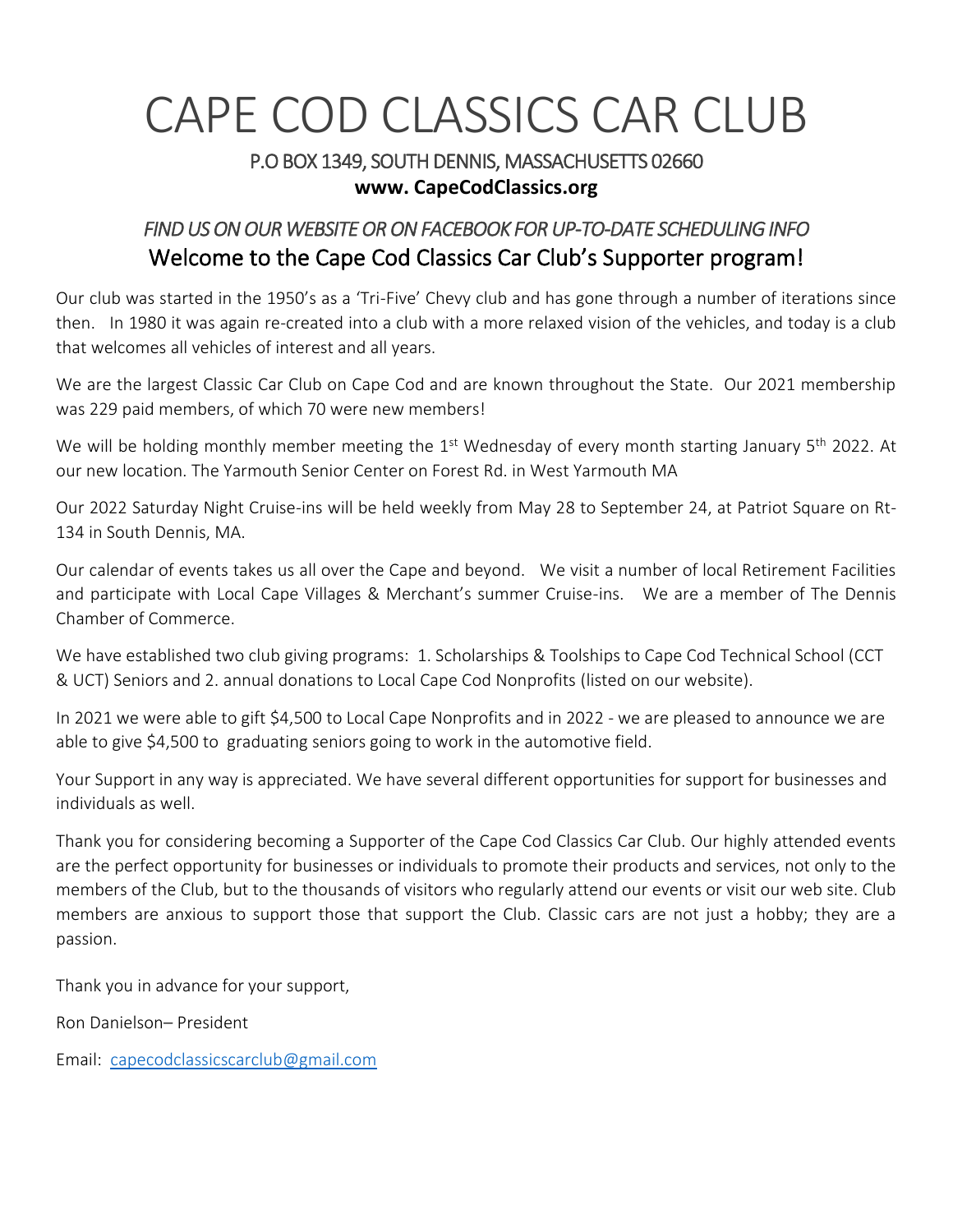# CAPE COD CLASSICS CAR CLUB

P.O BOX 1349, SOUTH DENNIS, MASSACHUSETTS 02660

**www. CapeCodClassics.org**

*FIND US ON OUR WEBSITE OR ON FACEBOOK FOR UP-TO-DATE SCHEDULING INFO*

## Welcome to the Cape Cod Classics Car Club's Supporter program!

Our club was started in the 1950's as a 'Tri-Five' Chevy club and has gone through a number of iterations since then. In 1980 it was again re-created into a club with a more relaxed vision of the vehicles, and today is a club that welcomes all vehicles of interest and all years.

We are the largest Classic Car Club on Cape Cod and are known throughout the State. Our 2021 membership was 229 paid members, of which 70 were new members!

We will be holding monthly member meeting the 1st Wednesday of every month starting January 5th 2022. At our new location. The Yarmouth Senior Center on Forest Rd. in West Yarmouth MA

Our 2022 Saturday Night Cruise-ins will be held weekly from May 28 to September 24, at Patriot Square on Rt-134 in South Dennis, MA.

Our calendar of events takes us all over the Cape and beyond. We visit a number of local Retirement Facilities and participate with Local Cape Villages & Merchant's summer Cruise-ins. We are a member of The Dennis Chamber of Commerce.

We have established two club giving programs: 1. Scholarships & Toolships to Cape Cod Technical School (CCT & UCT) Seniors and 2. annual donations to Local Cape Cod Nonprofits (listed on our website).

In 2021 we were able to gift $4,500 to Local Cape Nonprofits and in 2022 - we are pleased to announce we are able to give $4,500 to graduating seniors going to work in the automotive field.

Your Support in any way is appreciated. We have several different opportunities for support for businesses and individuals as well.

Thank you for considering becoming a Supporter of the Cape Cod Classics Car Club. Our highly attended events are the perfect opportunity for businesses or individuals to promote their products and services, not only to the members of the Club, but to the thousands of visitors who regularly attend our events or visit our web site. Club members are anxious to support those that support the Club. Classic cars are not just a hobby; they are a passion.

Thank you in advance for your support,

Ron Danielson– President

Email: capecodclassicscarclub@gmail.com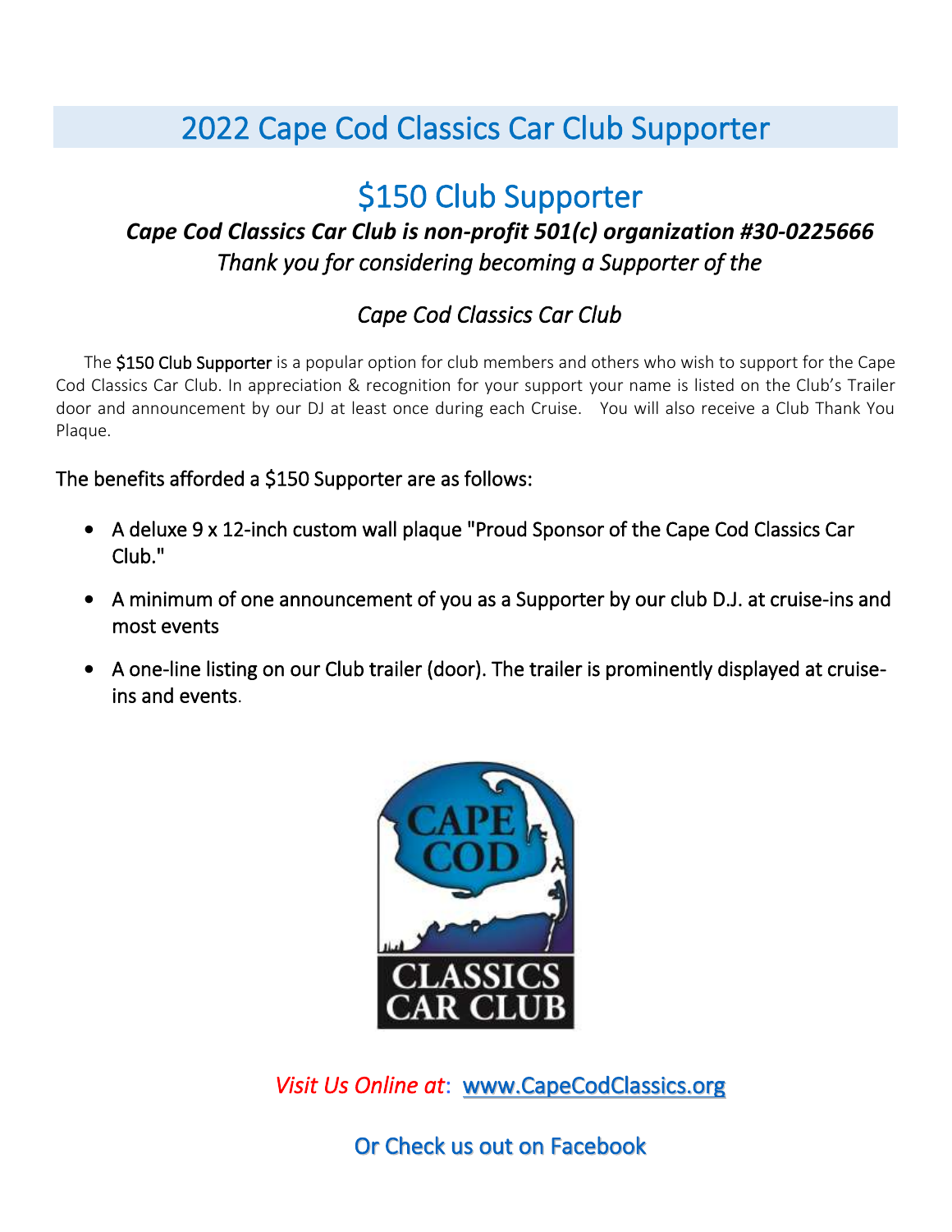# 2022 Cape Cod Classics Car Club Supporter

## $150 Club Supporter

***Cape Cod Classics Car Club is non-profit 501(c) organization #30-0225666***

*Thank you for considering becoming a Supporter of the*

*Cape Cod Classics Car Club*

The $150 Club Supporter is a popular option for club members and others who wish to support for the Cape Cod Classics Car Club. In appreciation & recognition for your support your name is listed on the Club's Trailer door and announcement by our DJ at least once during each Cruise. You will also receive a Club Thank You Plaque.

The benefits afforded a $150 Supporter are as follows:

- A deluxe 9 x 12-inch custom wall plaque "Proud Sponsor of the Cape Cod Classics Car Club."
- A minimum of one announcement of you as a Supporter by our club D.J. at cruise-ins and most events
- A one-line listing on our Club trailer (door). The trailer is prominently displayed at cruise-ins and events.

CAPE COD CLASSICS CAR CLUB

*Visit Us Online at*: www.CapeCodClassics.org

Or Check us out on Facebook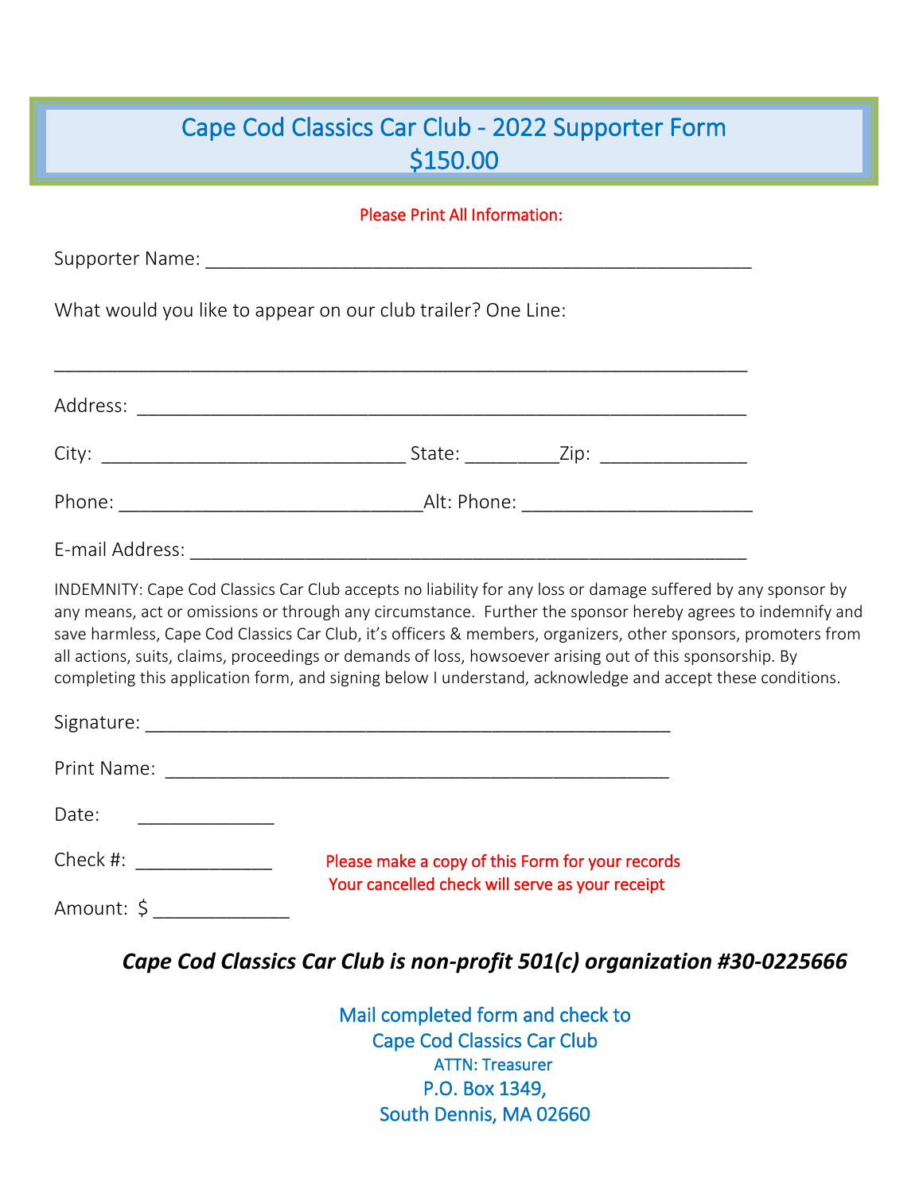# Cape Cod Classics Car Club - 2022 Supporter Form
# $150.00

Please Print All Information:

Supporter Name: ______________________________________________________

What would you like to appear on our club trailer? One Line:

_____________________________________________________________________

Address: ____________________________________________________________

City: ______________________________ State: _________Zip: ______________

Phone: ______________________________Alt: Phone: _______________________

E-mail Address: ______________________________________________________

INDEMNITY: Cape Cod Classics Car Club accepts no liability for any loss or damage suffered by any sponsor by any means, act or omissions or through any circumstance. Further the sponsor hereby agrees to indemnify and save harmless, Cape Cod Classics Car Club, it's officers & members, organizers, other sponsors, promoters from all actions, suits, claims, proceedings or demands of loss, howsoever arising out of this sponsorship. By completing this application form, and signing below I understand, acknowledge and accept these conditions.

Signature: ____________________________________________________

Print Name: __________________________________________________

Date: _____________

Check #: _____________

Amount: $ _____________

Please make a copy of this Form for your records
Your cancelled check will serve as your receipt

***Cape Cod Classics Car Club is non-profit 501(c) organization #30-0225666***

Mail completed form and check to
Cape Cod Classics Car Club
ATTN: Treasurer
P.O. Box 1349,
South Dennis, MA 02660